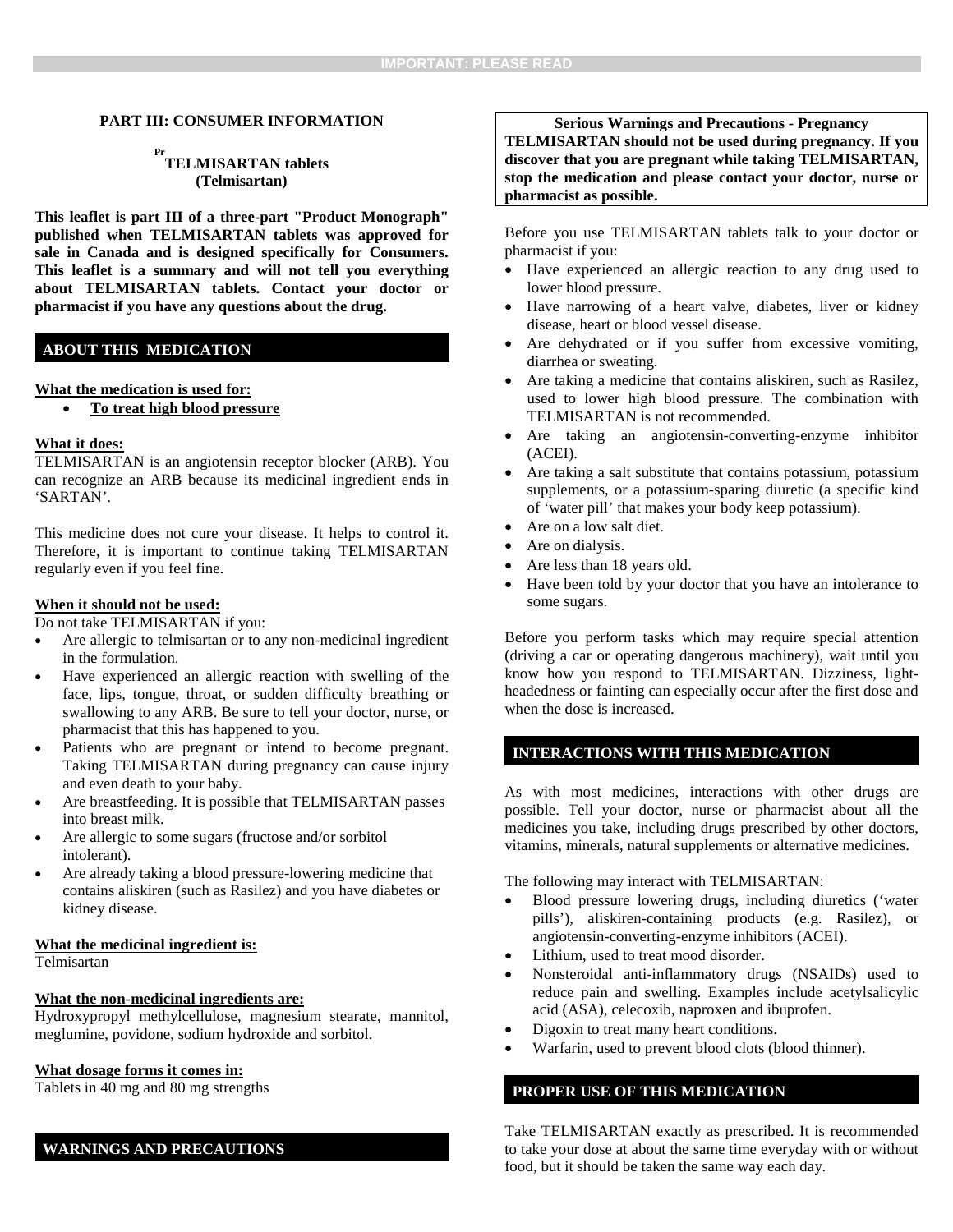IMPORTANT: PLEASE READ

## PART III: CONSUMER INFORMATION

**[Pr] TELMISARTAN tablets**
**(Telmisartan)**

**This leaflet is part III of a three-part "Product Monograph" published when TELMISARTAN tablets was approved for sale in Canada and is designed specifically for Consumers. This leaflet is a summary and will not tell you everything about TELMISARTAN tablets. Contact your doctor or pharmacist if you have any questions about the drug.**

### ABOUT THIS MEDICATION

**What the medication is used for:**

- **To treat high blood pressure**

**What it does:**
TELMISARTAN is an angiotensin receptor blocker (ARB). You can recognize an ARB because its medicinal ingredient ends in 'SARTAN'.

This medicine does not cure your disease. It helps to control it. Therefore, it is important to continue taking TELMISARTAN regularly even if you feel fine.

**When it should not be used:**
Do not take TELMISARTAN if you:

- Are allergic to telmisartan or to any non-medicinal ingredient in the formulation.
- Have experienced an allergic reaction with swelling of the face, lips, tongue, throat, or sudden difficulty breathing or swallowing to any ARB. Be sure to tell your doctor, nurse, or pharmacist that this has happened to you.
- Patients who are pregnant or intend to become pregnant. Taking TELMISARTAN during pregnancy can cause injury and even death to your baby.
- Are breastfeeding. It is possible that TELMISARTAN passes into breast milk.
- Are allergic to some sugars (fructose and/or sorbitol intolerant).
- Are already taking a blood pressure-lowering medicine that contains aliskiren (such as Rasilez) and you have diabetes or kidney disease.

**What the medicinal ingredient is:**
Telmisartan

**What the non-medicinal ingredients are:**
Hydroxypropyl methylcellulose, magnesium stearate, mannitol, meglumine, povidone, sodium hydroxide and sorbitol.

**What dosage forms it comes in:**
Tablets in 40 mg and 80 mg strengths

### WARNINGS AND PRECAUTIONS

**Serious Warnings and Precautions - Pregnancy**
**TELMISARTAN should not be used during pregnancy. If you discover that you are pregnant while taking TELMISARTAN, stop the medication and please contact your doctor, nurse or pharmacist as possible.**

Before you use TELMISARTAN tablets talk to your doctor or pharmacist if you:

- Have experienced an allergic reaction to any drug used to lower blood pressure.
- Have narrowing of a heart valve, diabetes, liver or kidney disease, heart or blood vessel disease.
- Are dehydrated or if you suffer from excessive vomiting, diarrhea or sweating.
- Are taking a medicine that contains aliskiren, such as Rasilez, used to lower high blood pressure. The combination with TELMISARTAN is not recommended.
- Are taking an angiotensin-converting-enzyme inhibitor (ACEI).
- Are taking a salt substitute that contains potassium, potassium supplements, or a potassium-sparing diuretic (a specific kind of 'water pill' that makes your body keep potassium).
- Are on a low salt diet.
- Are on dialysis.
- Are less than 18 years old.
- Have been told by your doctor that you have an intolerance to some sugars.

Before you perform tasks which may require special attention (driving a car or operating dangerous machinery), wait until you know how you respond to TELMISARTAN. Dizziness, light-headedness or fainting can especially occur after the first dose and when the dose is increased.

### INTERACTIONS WITH THIS MEDICATION

As with most medicines, interactions with other drugs are possible. Tell your doctor, nurse or pharmacist about all the medicines you take, including drugs prescribed by other doctors, vitamins, minerals, natural supplements or alternative medicines.

The following may interact with TELMISARTAN:

- Blood pressure lowering drugs, including diuretics ('water pills'), aliskiren-containing products (e.g. Rasilez), or angiotensin-converting-enzyme inhibitors (ACEI).
- Lithium, used to treat mood disorder.
- Nonsteroidal anti-inflammatory drugs (NSAIDs) used to reduce pain and swelling. Examples include acetylsalicylic acid (ASA), celecoxib, naproxen and ibuprofen.
- Digoxin to treat many heart conditions.
- Warfarin, used to prevent blood clots (blood thinner).

### PROPER USE OF THIS MEDICATION

Take TELMISARTAN exactly as prescribed. It is recommended to take your dose at about the same time everyday with or without food, but it should be taken the same way each day.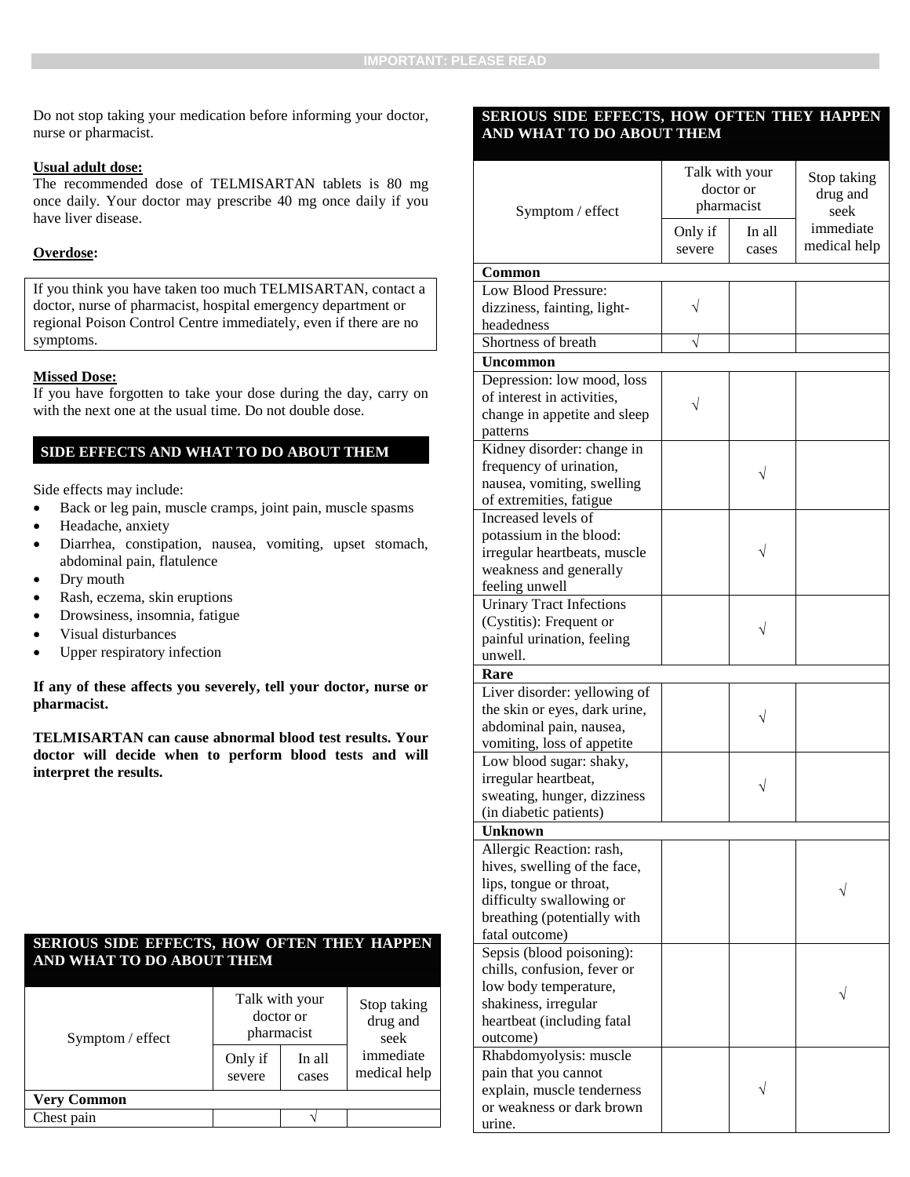Do not stop taking your medication before informing your doctor, nurse or pharmacist.

**Usual adult dose:**
The recommended dose of TELMISARTAN tablets is 80 mg once daily. Your doctor may prescribe 40 mg once daily if you have liver disease.

**Overdose:**

If you think you have taken too much TELMISARTAN, contact a doctor, nurse of pharmacist, hospital emergency department or regional Poison Control Centre immediately, even if there are no symptoms.

**Missed Dose:**
If you have forgotten to take your dose during the day, carry on with the next one at the usual time. Do not double dose.

## SIDE EFFECTS AND WHAT TO DO ABOUT THEM

Side effects may include:

- Back or leg pain, muscle cramps, joint pain, muscle spasms
- Headache, anxiety
- Diarrhea, constipation, nausea, vomiting, upset stomach, abdominal pain, flatulence
- Dry mouth
- Rash, eczema, skin eruptions
- Drowsiness, insomnia, fatigue
- Visual disturbances
- Upper respiratory infection

**If any of these affects you severely, tell your doctor, nurse or pharmacist.**

**TELMISARTAN can cause abnormal blood test results. Your doctor will decide when to perform blood tests and will interpret the results.**

## SERIOUS SIDE EFFECTS, HOW OFTEN THEY HAPPEN AND WHAT TO DO ABOUT THEM

| Symptom / effect | Talk with your doctor or pharmacist | | Stop taking drug and seek immediate medical help |
|---|---|---|---|
| | Only if severe | In all cases | |
| **Very Common** | | | |
| Chest pain | | √ | |
| **Common** | | | |
| Low Blood Pressure: dizziness, fainting, light-headedness | √ | | |
| Shortness of breath | √ | | |
| **Uncommon** | | | |
| Depression: low mood, loss of interest in activities, change in appetite and sleep patterns | √ | | |
| Kidney disorder: change in frequency of urination, nausea, vomiting, swelling of extremities, fatigue | | √ | |
| Increased levels of potassium in the blood: irregular heartbeats, muscle weakness and generally feeling unwell | | √ | |
| Urinary Tract Infections (Cystitis): Frequent or painful urination, feeling unwell. | | √ | |
| **Rare** | | | |
| Liver disorder: yellowing of the skin or eyes, dark urine, abdominal pain, nausea, vomiting, loss of appetite | | √ | |
| Low blood sugar: shaky, irregular heartbeat, sweating, hunger, dizziness (in diabetic patients) | | √ | |
| **Unknown** | | | |
| Allergic Reaction: rash, hives, swelling of the face, lips, tongue or throat, difficulty swallowing or breathing (potentially with fatal outcome) | | | √ |
| Sepsis (blood poisoning): chills, confusion, fever or low body temperature, shakiness, irregular heartbeat (including fatal outcome) | | | √ |
| Rhabdomyolysis: muscle pain that you cannot explain, muscle tenderness or weakness or dark brown urine. | | √ | |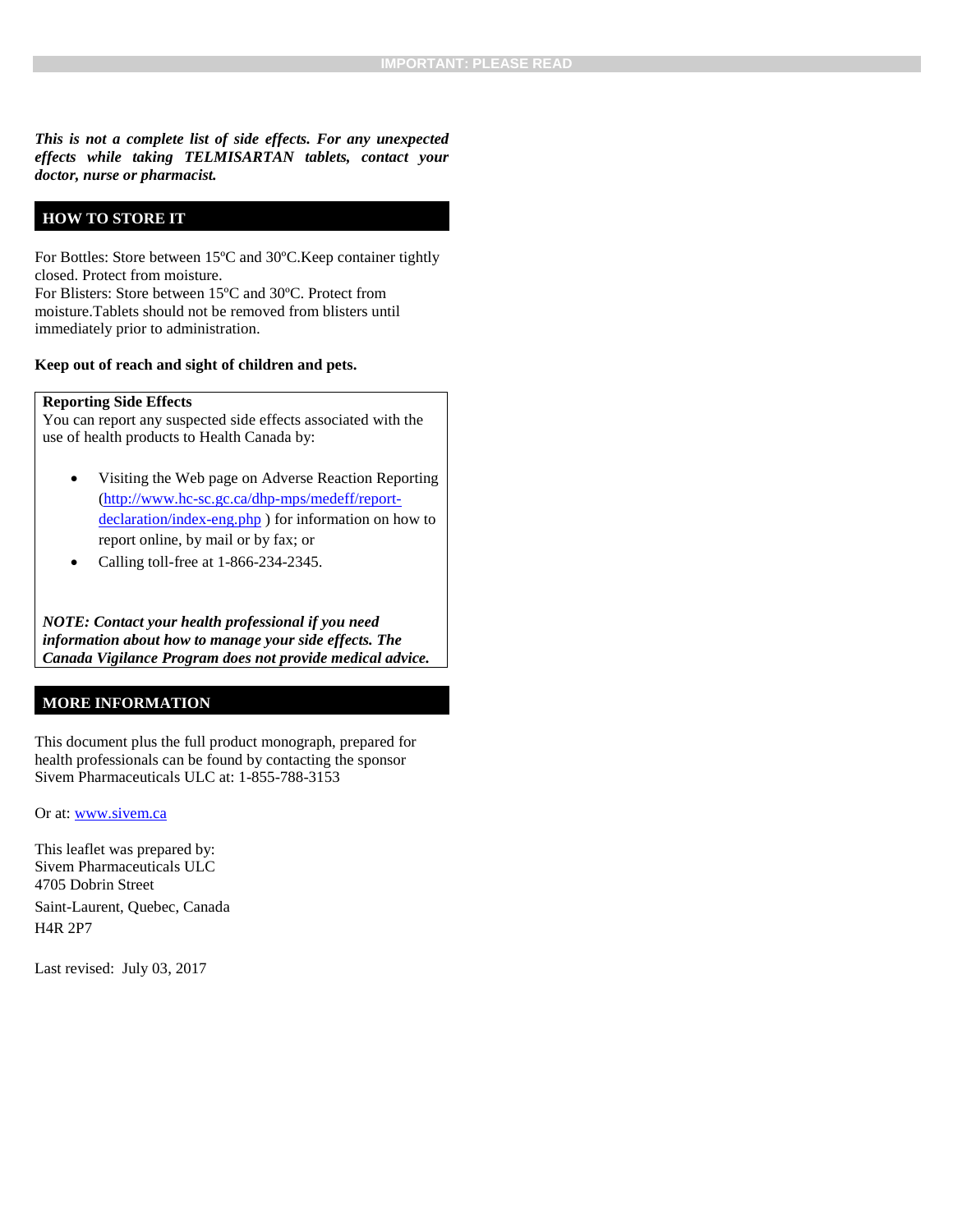***This is not a complete list of side effects. For any unexpected effects while taking TELMISARTAN tablets, contact your doctor, nurse or pharmacist.***

## HOW TO STORE IT

For Bottles: Store between 15ºC and 30ºC.Keep container tightly closed. Protect from moisture.
For Blisters: Store between 15ºC and 30ºC. Protect from moisture.Tablets should not be removed from blisters until immediately prior to administration.

**Keep out of reach and sight of children and pets.**

**Reporting Side Effects**
You can report any suspected side effects associated with the use of health products to Health Canada by:

- Visiting the Web page on Adverse Reaction Reporting (http://www.hc-sc.gc.ca/dhp-mps/medeff/report-declaration/index-eng.php ) for information on how to report online, by mail or by fax; or
- Calling toll-free at 1-866-234-2345.

***NOTE: Contact your health professional if you need information about how to manage your side effects. The Canada Vigilance Program does not provide medical advice.***

## MORE INFORMATION

This document plus the full product monograph, prepared for health professionals can be found by contacting the sponsor Sivem Pharmaceuticals ULC at: 1-855-788-3153

Or at: www.sivem.ca

This leaflet was prepared by:
Sivem Pharmaceuticals ULC
4705 Dobrin Street
Saint-Laurent, Quebec, Canada
H4R 2P7

Last revised: July 03, 2017